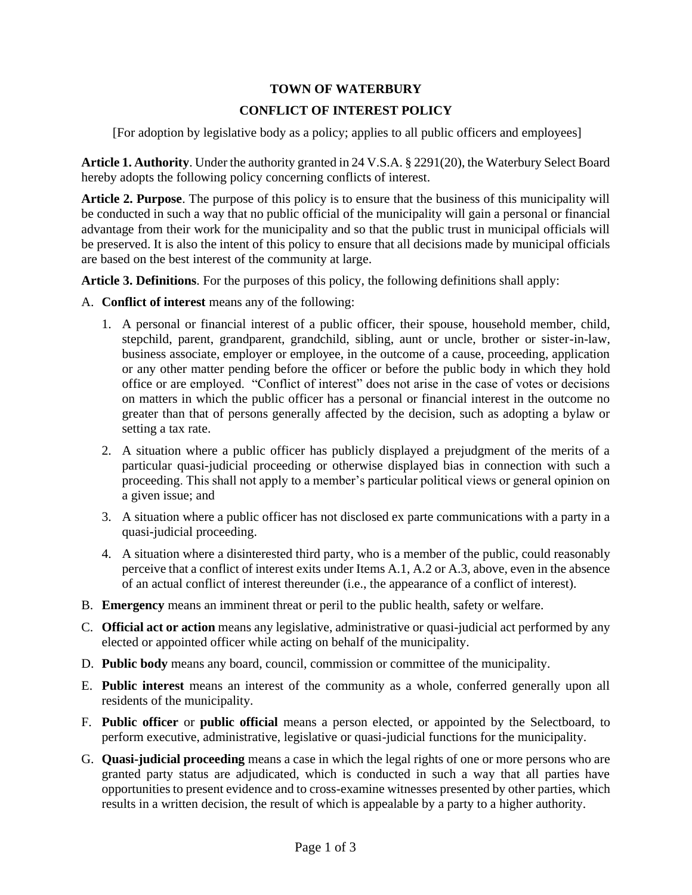# TOWN OF WATERBURY

## CONFLICT OF INTEREST POLICY

[For adoption by legislative body as a policy; applies to all public officers and employees]

**Article 1. Authority**. Under the authority granted in 24 V.S.A. § 2291(20), the Waterbury Select Board hereby adopts the following policy concerning conflicts of interest.

**Article 2. Purpose**. The purpose of this policy is to ensure that the business of this municipality will be conducted in such a way that no public official of the municipality will gain a personal or financial advantage from their work for the municipality and so that the public trust in municipal officials will be preserved. It is also the intent of this policy to ensure that all decisions made by municipal officials are based on the best interest of the community at large.

**Article 3. Definitions**. For the purposes of this policy, the following definitions shall apply:

A. **Conflict of interest** means any of the following:

   1. A personal or financial interest of a public officer, their spouse, household member, child, stepchild, parent, grandparent, grandchild, sibling, aunt or uncle, brother or sister-in-law, business associate, employer or employee, in the outcome of a cause, proceeding, application or any other matter pending before the officer or before the public body in which they hold office or are employed. "Conflict of interest" does not arise in the case of votes or decisions on matters in which the public officer has a personal or financial interest in the outcome no greater than that of persons generally affected by the decision, such as adopting a bylaw or setting a tax rate.

   2. A situation where a public officer has publicly displayed a prejudgment of the merits of a particular quasi-judicial proceeding or otherwise displayed bias in connection with such a proceeding. This shall not apply to a member's particular political views or general opinion on a given issue; and

   3. A situation where a public officer has not disclosed ex parte communications with a party in a quasi-judicial proceeding.

   4. A situation where a disinterested third party, who is a member of the public, could reasonably perceive that a conflict of interest exits under Items A.1, A.2 or A.3, above, even in the absence of an actual conflict of interest thereunder (i.e., the appearance of a conflict of interest).

B. **Emergency** means an imminent threat or peril to the public health, safety or welfare.

C. **Official act or action** means any legislative, administrative or quasi-judicial act performed by any elected or appointed officer while acting on behalf of the municipality.

D. **Public body** means any board, council, commission or committee of the municipality.

E. **Public interest** means an interest of the community as a whole, conferred generally upon all residents of the municipality.

F. **Public officer** or **public official** means a person elected, or appointed by the Selectboard, to perform executive, administrative, legislative or quasi-judicial functions for the municipality.

G. **Quasi-judicial proceeding** means a case in which the legal rights of one or more persons who are granted party status are adjudicated, which is conducted in such a way that all parties have opportunities to present evidence and to cross-examine witnesses presented by other parties, which results in a written decision, the result of which is appealable by a party to a higher authority.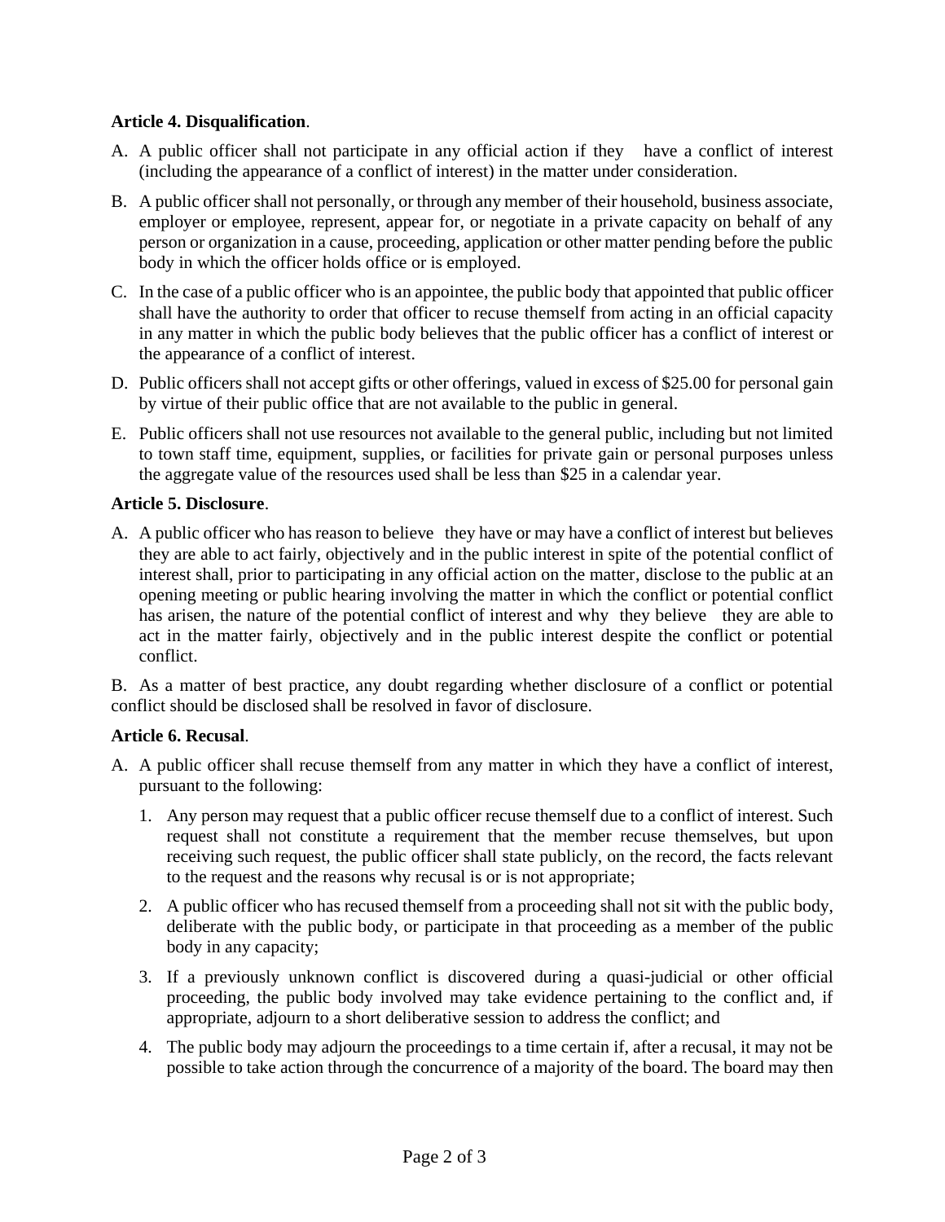**Article 4. Disqualification**.

A. A public officer shall not participate in any official action if they have a conflict of interest (including the appearance of a conflict of interest) in the matter under consideration.

B. A public officer shall not personally, or through any member of their household, business associate, employer or employee, represent, appear for, or negotiate in a private capacity on behalf of any person or organization in a cause, proceeding, application or other matter pending before the public body in which the officer holds office or is employed.

C. In the case of a public officer who is an appointee, the public body that appointed that public officer shall have the authority to order that officer to recuse themself from acting in an official capacity in any matter in which the public body believes that the public officer has a conflict of interest or the appearance of a conflict of interest.

D. Public officers shall not accept gifts or other offerings, valued in excess of $25.00 for personal gain by virtue of their public office that are not available to the public in general.

E. Public officers shall not use resources not available to the general public, including but not limited to town staff time, equipment, supplies, or facilities for private gain or personal purposes unless the aggregate value of the resources used shall be less than $25 in a calendar year.

**Article 5. Disclosure**.

A. A public officer who has reason to believe they have or may have a conflict of interest but believes they are able to act fairly, objectively and in the public interest in spite of the potential conflict of interest shall, prior to participating in any official action on the matter, disclose to the public at an opening meeting or public hearing involving the matter in which the conflict or potential conflict has arisen, the nature of the potential conflict of interest and why they believe they are able to act in the matter fairly, objectively and in the public interest despite the conflict or potential conflict.

B. As a matter of best practice, any doubt regarding whether disclosure of a conflict or potential conflict should be disclosed shall be resolved in favor of disclosure.

**Article 6. Recusal**.

A. A public officer shall recuse themself from any matter in which they have a conflict of interest, pursuant to the following:

1. Any person may request that a public officer recuse themself due to a conflict of interest. Such request shall not constitute a requirement that the member recuse themselves, but upon receiving such request, the public officer shall state publicly, on the record, the facts relevant to the request and the reasons why recusal is or is not appropriate;

2. A public officer who has recused themself from a proceeding shall not sit with the public body, deliberate with the public body, or participate in that proceeding as a member of the public body in any capacity;

3. If a previously unknown conflict is discovered during a quasi-judicial or other official proceeding, the public body involved may take evidence pertaining to the conflict and, if appropriate, adjourn to a short deliberative session to address the conflict; and

4. The public body may adjourn the proceedings to a time certain if, after a recusal, it may not be possible to take action through the concurrence of a majority of the board. The board may then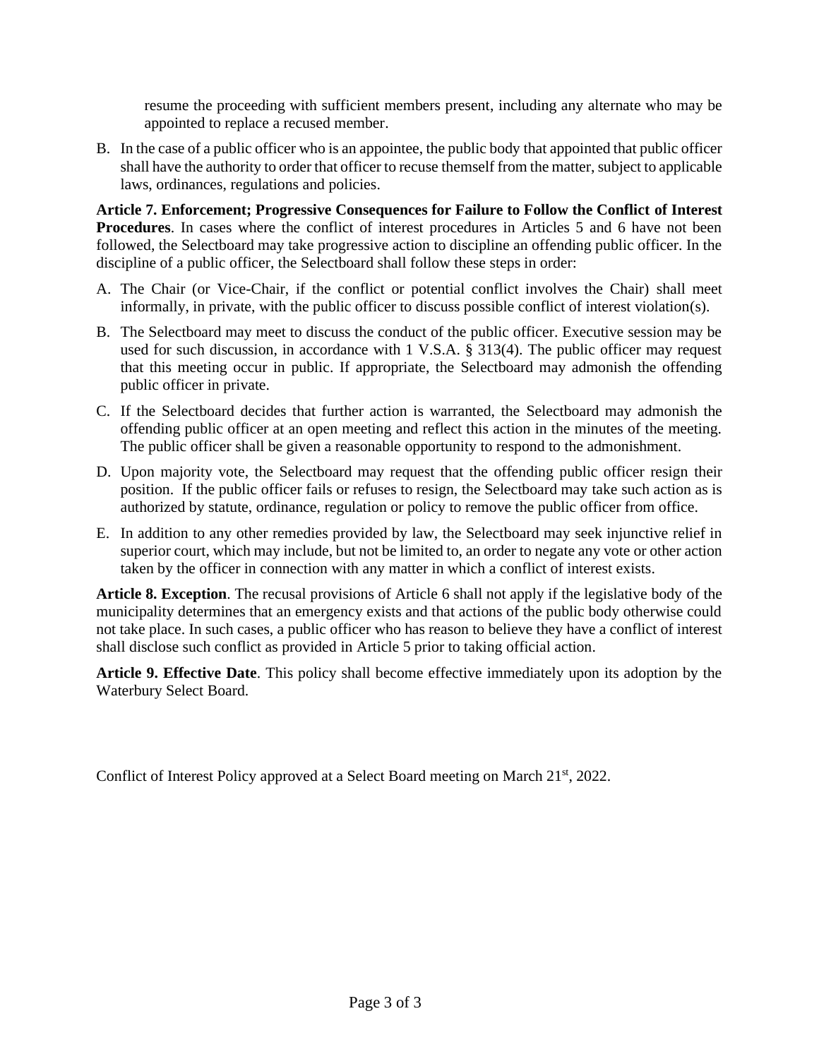resume the proceeding with sufficient members present, including any alternate who may be appointed to replace a recused member.

B. In the case of a public officer who is an appointee, the public body that appointed that public officer shall have the authority to order that officer to recuse themself from the matter, subject to applicable laws, ordinances, regulations and policies.

**Article 7. Enforcement; Progressive Consequences for Failure to Follow the Conflict of Interest Procedures**. In cases where the conflict of interest procedures in Articles 5 and 6 have not been followed, the Selectboard may take progressive action to discipline an offending public officer. In the discipline of a public officer, the Selectboard shall follow these steps in order:

A. The Chair (or Vice-Chair, if the conflict or potential conflict involves the Chair) shall meet informally, in private, with the public officer to discuss possible conflict of interest violation(s).

B. The Selectboard may meet to discuss the conduct of the public officer. Executive session may be used for such discussion, in accordance with 1 V.S.A. § 313(4). The public officer may request that this meeting occur in public. If appropriate, the Selectboard may admonish the offending public officer in private.

C. If the Selectboard decides that further action is warranted, the Selectboard may admonish the offending public officer at an open meeting and reflect this action in the minutes of the meeting. The public officer shall be given a reasonable opportunity to respond to the admonishment.

D. Upon majority vote, the Selectboard may request that the offending public officer resign their position. If the public officer fails or refuses to resign, the Selectboard may take such action as is authorized by statute, ordinance, regulation or policy to remove the public officer from office.

E. In addition to any other remedies provided by law, the Selectboard may seek injunctive relief in superior court, which may include, but not be limited to, an order to negate any vote or other action taken by the officer in connection with any matter in which a conflict of interest exists.

**Article 8. Exception**. The recusal provisions of Article 6 shall not apply if the legislative body of the municipality determines that an emergency exists and that actions of the public body otherwise could not take place. In such cases, a public officer who has reason to believe they have a conflict of interest shall disclose such conflict as provided in Article 5 prior to taking official action.

**Article 9. Effective Date**. This policy shall become effective immediately upon its adoption by the Waterbury Select Board.

Conflict of Interest Policy approved at a Select Board meeting on March 21st, 2022.